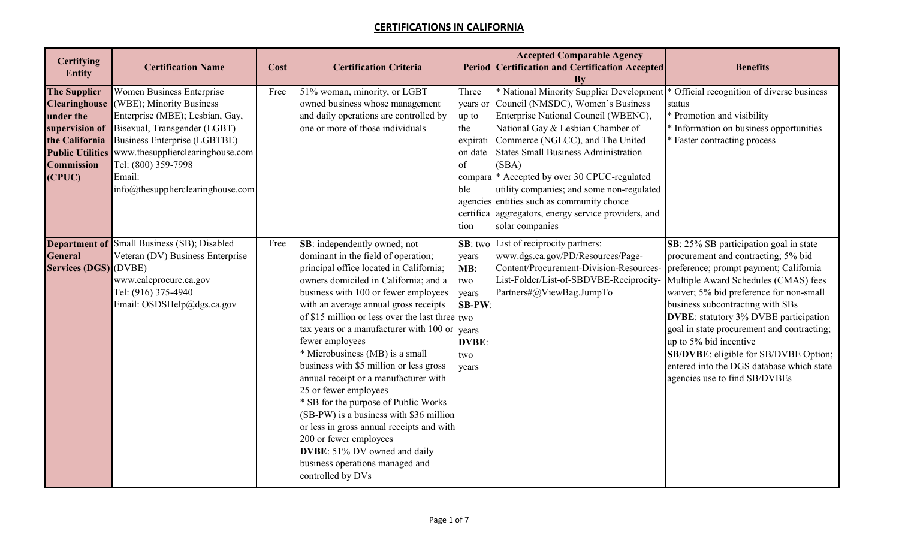# CERTIFICATIONS IN CALIFORNIA

| Certifying Entity | Certification Name | Cost | Certification Criteria | Period | Accepted Comparable Agency Certification and Certification Accepted By | Benefits |
|---|---|---|---|---|---|---|
| **The Supplier Clearinghouse under the supervision of the California Public Utilities Commission (CPUC)** | Women Business Enterprise (WBE); Minority Business Enterprise (MBE); Lesbian, Gay, Bisexual, Transgender (LGBT) Business Enterprise (LGBTBE) www.thesupplierclearinghouse.com Tel: (800) 359-7998 Email: info@thesupplierclearinghouse.com | Free | 51% woman, minority, or LGBT owned business whose management and daily operations are controlled by one or more of those individuals | Three years or up to the expiration date of comparable agencies certification | * National Minority Supplier Development Council (NMSDC), Women's Business Enterprise National Council (WBENC), National Gay & Lesbian Chamber of Commerce (NGLCC), and The United States Small Business Administration (SBA)<br>* Accepted by over 30 CPUC-regulated utility companies; and some non-regulated entities such as community choice aggregators, energy service providers, and solar companies | * Official recognition of diverse business status<br>* Promotion and visibility<br>* Information on business opportunities<br>* Faster contracting process |
| **Department of General Services (DGS)** | Small Business (SB); Disabled Veteran (DV) Business Enterprise (DVBE) www.caleprocure.ca.gov Tel: (916) 375-4940 Email: OSDSHelp@dgs.ca.gov | Free | **SB**: independently owned; not dominant in the field of operation; principal office located in California; owners domiciled in California; and a business with 100 or fewer employees with an average annual gross receipts of $15 million or less over the last three tax years or a manufacturer with 100 or fewer employees<br>* Microbusiness (MB) is a small business with $5 million or less gross annual receipt or a manufacturer with 25 or fewer employees<br>* SB for the purpose of Public Works (SB-PW) is a business with $36 million or less in gross annual receipts and with 200 or fewer employees<br>**DVBE**: 51% DV owned and daily business operations managed and controlled by DVs | **SB**: two years<br>**MB**: two years<br>**SB-PW**: two years<br>**DVBE**: two years | List of reciprocity partners: www.dgs.ca.gov/PD/Resources/Page-Content/Procurement-Division-Resources-List-Folder/List-of-SBDVBE-Reciprocity-Partners#@ViewBag.JumpTo | **SB**: 25% SB participation goal in state procurement and contracting; 5% bid preference; prompt payment; California Multiple Award Schedules (CMAS) fees waiver; 5% bid preference for non-small business subcontracting with SBs<br>**DVBE**: statutory 3% DVBE participation goal in state procurement and contracting; up to 5% bid incentive<br>**SB/DVBE**: eligible for SB/DVBE Option; entered into the DGS database which state agencies use to find SB/DVBEs |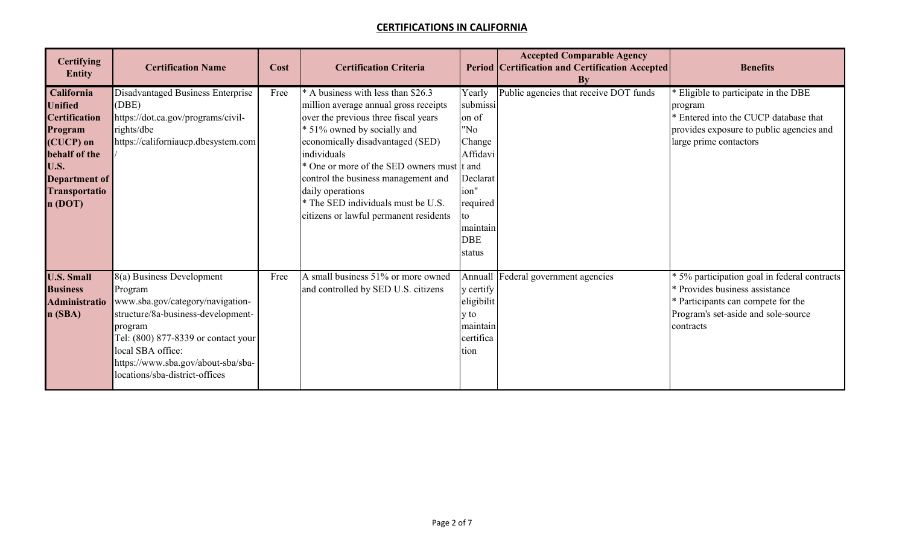## CERTIFICATIONS IN CALIFORNIA

| Certifying Entity | Certification Name | Cost | Certification Criteria | Period | Accepted Comparable Agency Certification and Certification Accepted By | Benefits |
|---|---|---|---|---|---|---|
| **California Unified Certification Program (CUCP) on behalf of the U.S. Department of Transportation (DOT)** | Disadvantaged Business Enterprise (DBE)<br>https://dot.ca.gov/programs/civil-rights/dbe<br>https://californiaucp.dbesystem.com/ | Free | * A business with less than $26.3 million average annual gross receipts over the previous three fiscal years<br>* 51% owned by socially and economically disadvantaged (SED) individuals<br>* One or more of the SED owners must control the business management and daily operations<br>* The SED individuals must be U.S. citizens or lawful permanent residents | Yearly submission of "No Change Affidavit and Declaration" required to maintain DBE status | Public agencies that receive DOT funds | * Eligible to participate in the DBE program<br>* Entered into the CUCP database that provides exposure to public agencies and large prime contactors |
| **U.S. Small Business Administration (SBA)** | 8(a) Business Development Program<br>www.sba.gov/category/navigation-structure/8a-business-development-program<br>Tel: (800) 877-8339 or contact your local SBA office:<br>https://www.sba.gov/about-sba/sba-locations/sba-district-offices | Free | A small business 51% or more owned and controlled by SED U.S. citizens | Annually certify eligibility to maintain certification | Federal government agencies | * 5% participation goal in federal contracts<br>* Provides business assistance<br>* Participants can compete for the Program's set-aside and sole-source contracts |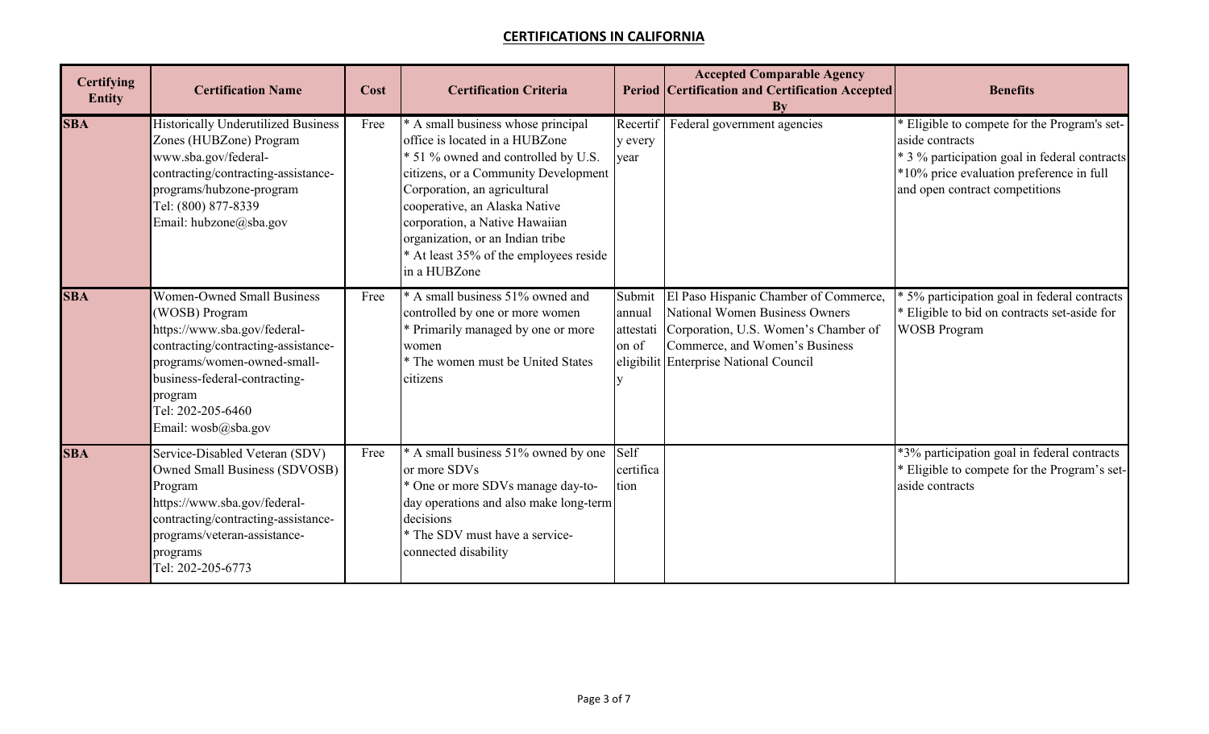## CERTIFICATIONS IN CALIFORNIA

| Certifying Entity | Certification Name | Cost | Certification Criteria | Period | Accepted Comparable Agency Certification and Certification Accepted By | Benefits |
|---|---|---|---|---|---|---|
| **SBA** | Historically Underutilized Business Zones (HUBZone) Program<br>www.sba.gov/federal-contracting/contracting-assistance-programs/hubzone-program<br>Tel: (800) 877-8339<br>Email: hubzone@sba.gov | Free | * A small business whose principal office is located in a HUBZone<br>* 51 % owned and controlled by U.S. citizens, or a Community Development Corporation, an agricultural cooperative, an Alaska Native corporation, a Native Hawaiian organization, or an Indian tribe<br>* At least 35% of the employees reside in a HUBZone | Recertify every year | Federal government agencies | * Eligible to compete for the Program's set-aside contracts<br>* 3 % participation goal in federal contracts<br>*10% price evaluation preference in full and open contract competitions |
| **SBA** | Women-Owned Small Business (WOSB) Program<br>https://www.sba.gov/federal-contracting/contracting-assistance-programs/women-owned-small-business-federal-contracting-program<br>Tel: 202-205-6460<br>Email: wosb@sba.gov | Free | * A small business 51% owned and controlled by one or more women<br>* Primarily managed by one or more women<br>* The women must be United States citizens | Submit annual attestation of eligibility | El Paso Hispanic Chamber of Commerce, National Women Business Owners Corporation, U.S. Women's Chamber of Commerce, and Women's Business Enterprise National Council | * 5% participation goal in federal contracts<br>* Eligible to bid on contracts set-aside for WOSB Program |
| **SBA** | Service-Disabled Veteran (SDV) Owned Small Business (SDVOSB) Program<br>https://www.sba.gov/federal-contracting/contracting-assistance-programs/veteran-assistance-programs<br>Tel: 202-205-6773 | Free | * A small business 51% owned by one or more SDVs<br>* One or more SDVs manage day-to-day operations and also make long-term decisions<br>* The SDV must have a service-connected disability | Self certification | | *3% participation goal in federal contracts<br>* Eligible to compete for the Program's set-aside contracts |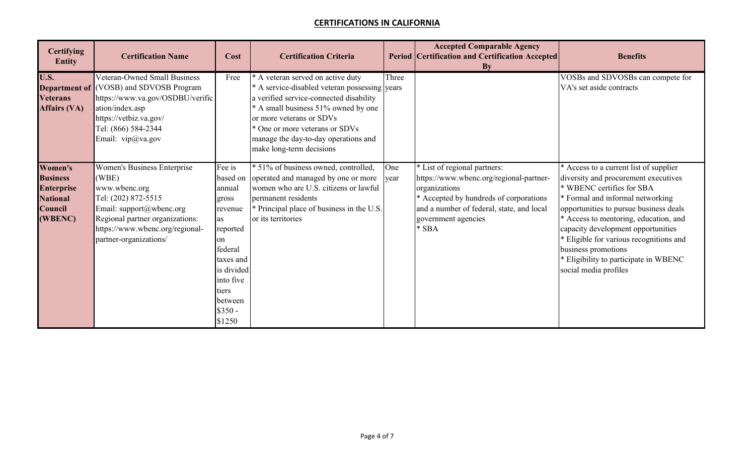## CERTIFICATIONS IN CALIFORNIA

| Certifying Entity | Certification Name | Cost | Certification Criteria | Period | Accepted Comparable Agency Certification and Certification Accepted By | Benefits |
|---|---|---|---|---|---|---|
| **U.S. Department of Veterans Affairs (VA)** | Veteran-Owned Small Business (VOSB) and SDVOSB Program https://www.va.gov/OSDBU/verification/index.asp https://vetbiz.va.gov/ Tel: (866) 584-2344 Email: vip@va.gov | Free | * A veteran served on active duty<br>* A service-disabled veteran possessing a verified service-connected disability<br>* A small business 51% owned by one or more veterans or SDVs<br>* One or more veterans or SDVs manage the day-to-day operations and make long-term decisions | Three years | | VOSBs and SDVOSBs can compete for VA's set aside contracts |
| **Women's Business Enterprise National Council (WBENC)** | Women's Business Enterprise (WBE) www.wbenc.org Tel: (202) 872-5515 Email: support@wbenc.org Regional partner organizations: https://www.wbenc.org/regional-partner-organizations/ | Fee is based on annual gross revenue as reported on federal taxes and is divided into five tiers between $350 - $1250 | * 51% of business owned, controlled, operated and managed by one or more women who are U.S. citizens or lawful permanent residents<br>* Principal place of business in the U.S. or its territories | One year | * List of regional partners: https://www.wbenc.org/regional-partner-organizations<br>* Accepted by hundreds of corporations and a number of federal, state, and local government agencies<br>* SBA | * Access to a current list of supplier diversity and procurement executives<br>* WBENC certifies for SBA<br>* Formal and informal networking opportunities to pursue business deals<br>* Access to mentoring, education, and capacity development opportunities<br>* Eligible for various recognitions and business promotions<br>* Eligibility to participate in WBENC social media profiles |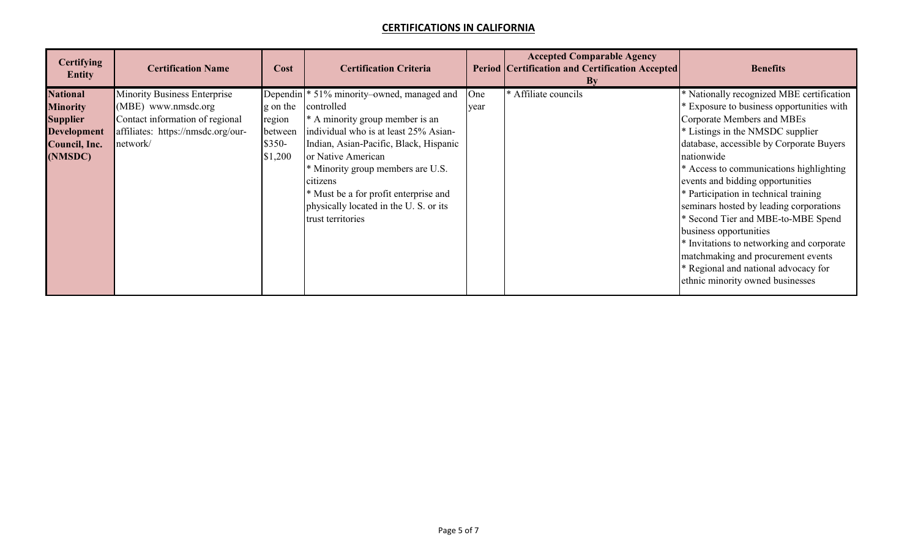## CERTIFICATIONS IN CALIFORNIA

| Certifying Entity | Certification Name | Cost | Certification Criteria | Period | Accepted Comparable Agency Certification and Certification Accepted By | Benefits |
|---|---|---|---|---|---|---|
| **National Minority Supplier Development Council, Inc. (NMSDC)** | Minority Business Enterprise (MBE) www.nmsdc.org Contact information of regional affiliates: https://nmsdc.org/our-network/ | Depending on the region between $350-$1,200 | * 51% minority–owned, managed and controlled<br>* A minority group member is an individual who is at least 25% Asian-Indian, Asian-Pacific, Black, Hispanic or Native American<br>* Minority group members are U.S. citizens<br>* Must be a for profit enterprise and physically located in the U. S. or its trust territories | One year | * Affiliate councils | * Nationally recognized MBE certification<br>* Exposure to business opportunities with Corporate Members and MBEs<br>* Listings in the NMSDC supplier database, accessible by Corporate Buyers nationwide<br>* Access to communications highlighting events and bidding opportunities<br>* Participation in technical training seminars hosted by leading corporations<br>* Second Tier and MBE-to-MBE Spend business opportunities<br>* Invitations to networking and corporate matchmaking and procurement events<br>* Regional and national advocacy for ethnic minority owned businesses |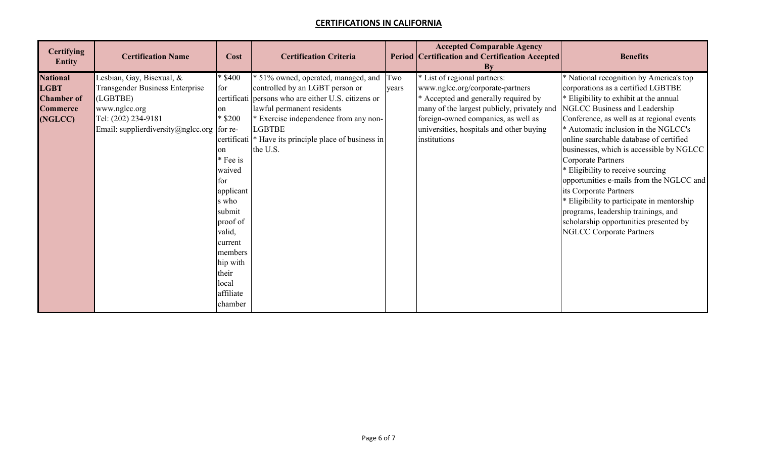## CERTIFICATIONS IN CALIFORNIA

| Certifying Entity | Certification Name | Cost | Certification Criteria | Period | Accepted Comparable Agency Certification and Certification Accepted By | Benefits |
|---|---|---|---|---|---|---|
| **National LGBT Chamber of Commerce (NGLCC)** | Lesbian, Gay, Bisexual, & Transgender Business Enterprise (LGBTBE)<br>www.nglcc.org<br>Tel: (202) 234-9181<br>Email: supplierdiversity@nglcc.org | * $400 for certification<br>* $200 for re-certification<br>* Fee is waived for applicants who submit proof of valid, current membership with their local affiliate chamber | * 51% owned, operated, managed, and controlled by an LGBT person or persons who are either U.S. citizens or lawful permanent residents<br>* Exercise independence from any non-LGBTBE<br>* Have its principle place of business in the U.S. | Two years | * List of regional partners: www.nglcc.org/corporate-partners<br>* Accepted and generally required by many of the largest publicly, privately and foreign-owned companies, as well as universities, hospitals and other buying institutions | * National recognition by America's top corporations as a certified LGBTBE<br>* Eligibility to exhibit at the annual NGLCC Business and Leadership Conference, as well as at regional events<br>* Automatic inclusion in the NGLCC's online searchable database of certified businesses, which is accessible by NGLCC Corporate Partners<br>* Eligibility to receive sourcing opportunities e-mails from the NGLCC and its Corporate Partners<br>* Eligibility to participate in mentorship programs, leadership trainings, and scholarship opportunities presented by NGLCC Corporate Partners |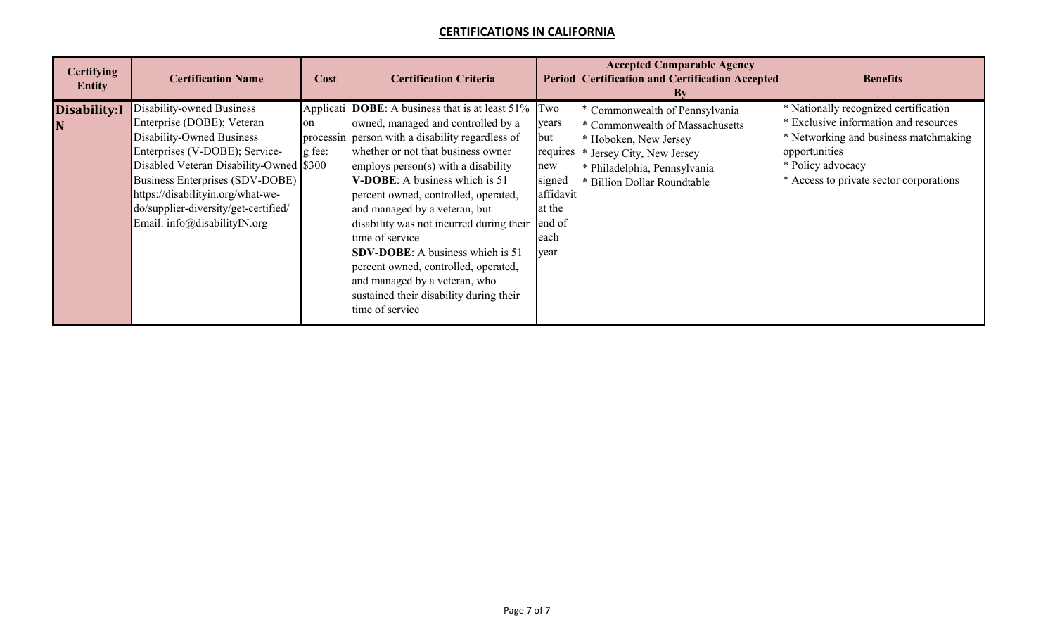## CERTIFICATIONS IN CALIFORNIA

| Certifying Entity | Certification Name | Cost | Certification Criteria | Period | Accepted Comparable Agency Certification and Certification Accepted By | Benefits |
|---|---|---|---|---|---|---|
| **Disability:IN** | Disability-owned Business Enterprise (DOBE); Veteran Disability-Owned Business Enterprises (V-DOBE); Service-Disabled Veteran Disability-Owned Business Enterprises (SDV-DOBE) https://disabilityin.org/what-we-do/supplier-diversity/get-certified/ Email: info@disabilityIN.org | Application processing fee: $300 | **DOBE**: A business that is at least 51% owned, managed and controlled by a person with a disability regardless of whether or not that business owner employs person(s) with a disability<br>**V-DOBE**: A business which is 51 percent owned, controlled, operated, and managed by a veteran, but disability was not incurred during their time of service<br>**SDV-DOBE**: A business which is 51 percent owned, controlled, operated, and managed by a veteran, who sustained their disability during their time of service | Two years but requires new signed affidavit at the end of each year | * Commonwealth of Pennsylvania<br>* Commonwealth of Massachusetts<br>* Hoboken, New Jersey<br>* Jersey City, New Jersey<br>* Philadelphia, Pennsylvania<br>* Billion Dollar Roundtable | * Nationally recognized certification<br>* Exclusive information and resources<br>* Networking and business matchmaking opportunities<br>* Policy advocacy<br>* Access to private sector corporations |